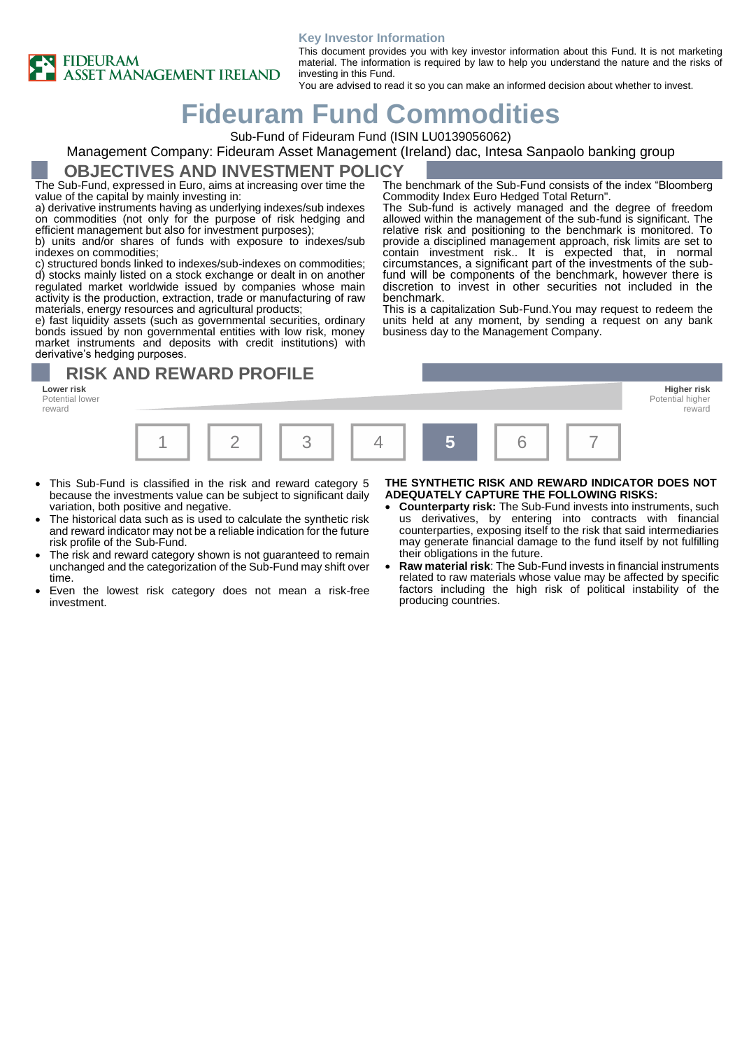FIDEURAM ASSET MANAGEMENT IRELAND

**Key Investor Information**

This document provides you with key investor information about this Fund. It is not marketing material. The information is required by law to help you understand the nature and the risks of investing in this Fund.
You are advised to read it so you can make an informed decision about whether to invest.

# Fideuram Fund Commodities

Sub-Fund of Fideuram Fund (ISIN LU0139056062)

Management Company: Fideuram Asset Management (Ireland) dac, Intesa Sanpaolo banking group

## OBJECTIVES AND INVESTMENT POLICY

The Sub-Fund, expressed in Euro, aims at increasing over time the value of the capital by mainly investing in:

a) derivative instruments having as underlying indexes/sub indexes on commodities (not only for the purpose of risk hedging and efficient management but also for investment purposes);

b) units and/or shares of funds with exposure to indexes/sub indexes on commodities;

c) structured bonds linked to indexes/sub-indexes on commodities;

d) stocks mainly listed on a stock exchange or dealt in on another regulated market worldwide issued by companies whose main activity is the production, extraction, trade or manufacturing of raw materials, energy resources and agricultural products;

e) fast liquidity assets (such as governmental securities, ordinary bonds issued by non governmental entities with low risk, money market instruments and deposits with credit institutions) with derivative's hedging purposes.

The benchmark of the Sub-Fund consists of the index "Bloomberg Commodity Index Euro Hedged Total Return".

The Sub-fund is actively managed and the degree of freedom allowed within the management of the sub-fund is significant. The relative risk and positioning to the benchmark is monitored. To provide a disciplined management approach, risk limits are set to contain investment risk.. It is expected that, in normal circumstances, a significant part of the investments of the sub-fund will be components of the benchmark, however there is discretion to invest in other securities not included in the benchmark.

This is a capitalization Sub-Fund.You may request to redeem the units held at any moment, by sending a request on any bank business day to the Management Company.

## RISK AND REWARD PROFILE

**Lower risk**
Potential lower reward

**Higher risk**
Potential higher reward

1 2 3 4 **5** 6 7

- This Sub-Fund is classified in the risk and reward category 5 because the investments value can be subject to significant daily variation, both positive and negative.
- The historical data such as is used to calculate the synthetic risk and reward indicator may not be a reliable indication for the future risk profile of the Sub-Fund.
- The risk and reward category shown is not guaranteed to remain unchanged and the categorization of the Sub-Fund may shift over time.
- Even the lowest risk category does not mean a risk-free investment.

**THE SYNTHETIC RISK AND REWARD INDICATOR DOES NOT ADEQUATELY CAPTURE THE FOLLOWING RISKS:**

- **Counterparty risk:** The Sub-Fund invests into instruments, such us derivatives, by entering into contracts with financial counterparties, exposing itself to the risk that said intermediaries may generate financial damage to the fund itself by not fulfilling their obligations in the future.
- **Raw material risk**: The Sub-Fund invests in financial instruments related to raw materials whose value may be affected by specific factors including the high risk of political instability of the producing countries.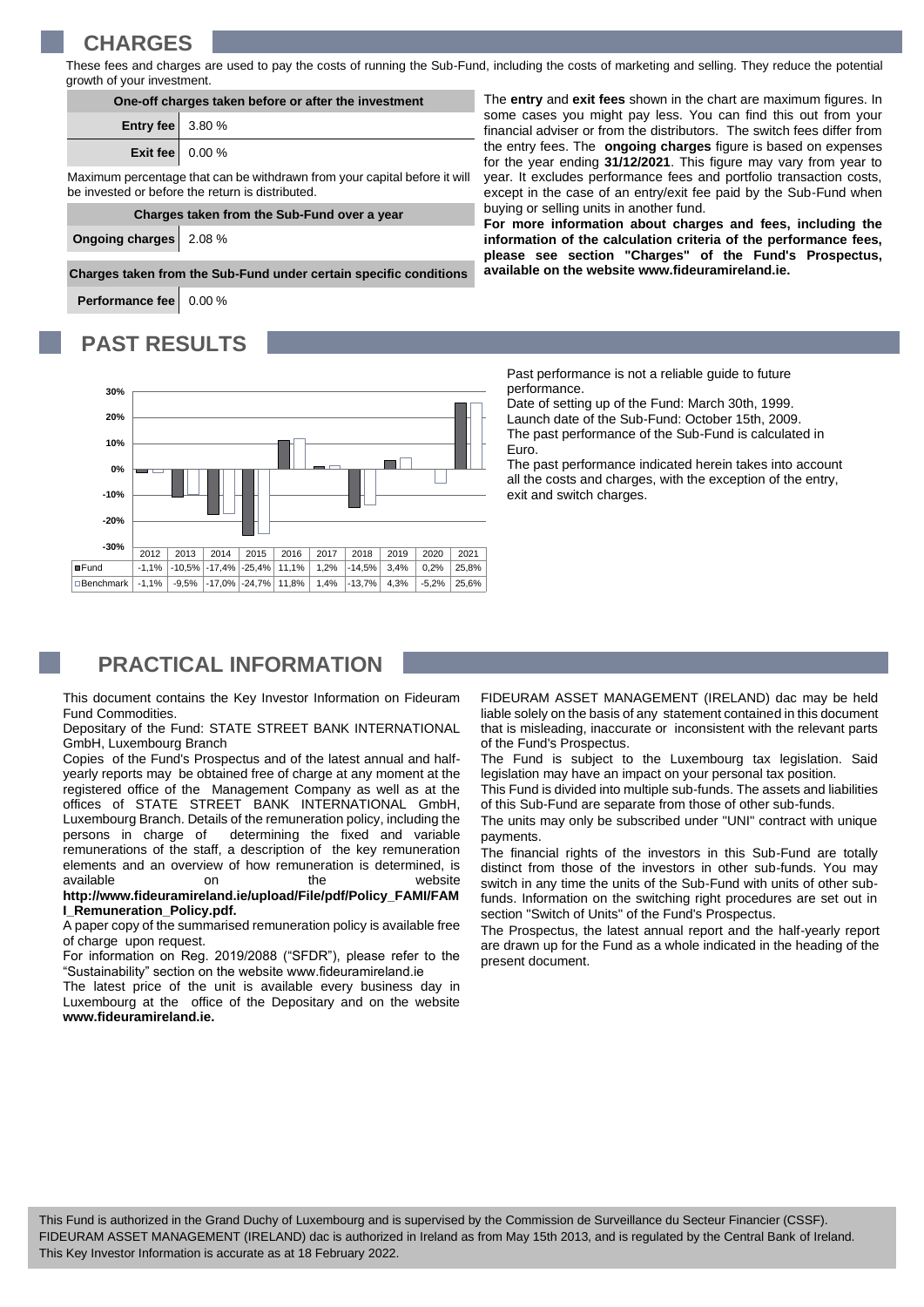## CHARGES

These fees and charges are used to pay the costs of running the Sub-Fund, including the costs of marketing and selling. They reduce the potential growth of your investment.

| One-off charges taken before or after the investment | |
|---|---|
| **Entry fee** | 3.80 % |
| **Exit fee** | 0.00 % |

Maximum percentage that can be withdrawn from your capital before it will be invested or before the return is distributed.

| Charges taken from the Sub-Fund over a year | |
|---|---|
| **Ongoing charges** | 2.08 % |

| Charges taken from the Sub-Fund under certain specific conditions | |
|---|---|
| **Performance fee** | 0.00 % |

The **entry** and **exit fees** shown in the chart are maximum figures. In some cases you might pay less. You can find this out from your financial adviser or from the distributors. The switch fees differ from the entry fees. The **ongoing charges** figure is based on expenses for the year ending **31/12/2021**. This figure may vary from year to year. It excludes performance fees and portfolio transaction costs, except in the case of an entry/exit fee paid by the Sub-Fund when buying or selling units in another fund.

**For more information about charges and fees, including the information of the calculation criteria of the performance fees, please see section "Charges" of the Fund's Prospectus, available on the website www.fideuramireland.ie.**

## PAST RESULTS

30%
20%
10%
0%
-10%
-20%
-30%

2012 2013 2014 2015 2016 2017 2018 2019 2020 2021
Fund -1,1% -10,5% -17,4% -25,4% 11,1% 1,2% -14,5% 3,4% 0,2% 25,8%
Benchmark -1,1% -9,5% -17,0% -24,7% 11,8% 1,4% -13,7% 4,3% -5,2% 25,6%

Past performance is not a reliable guide to future performance.

Date of setting up of the Fund: March 30th, 1999.

Launch date of the Sub-Fund: October 15th, 2009.

The past performance of the Sub-Fund is calculated in Euro.

The past performance indicated herein takes into account all the costs and charges, with the exception of the entry, exit and switch charges.

## PRACTICAL INFORMATION

This document contains the Key Investor Information on Fideuram Fund Commodities.

Depositary of the Fund: STATE STREET BANK INTERNATIONAL GmbH, Luxembourg Branch

Copies of the Fund's Prospectus and of the latest annual and half-yearly reports may be obtained free of charge at any moment at the registered office of the Management Company as well as at the offices of STATE STREET BANK INTERNATIONAL GmbH, Luxembourg Branch. Details of the remuneration policy, including the persons in charge of determining the fixed and variable remunerations of the staff, a description of the key remuneration elements and an overview of how remuneration is determined, is available on the website **http://www.fideuramireland.ie/upload/File/pdf/Policy_FAMI/FAMI_Remuneration_Policy.pdf.**

A paper copy of the summarised remuneration policy is available free of charge upon request.

For information on Reg. 2019/2088 ("SFDR"), please refer to the "Sustainability" section on the website www.fideuramireland.ie

The latest price of the unit is available every business day in Luxembourg at the office of the Depositary and on the website **www.fideuramireland.ie.**

FIDEURAM ASSET MANAGEMENT (IRELAND) dac may be held liable solely on the basis of any statement contained in this document that is misleading, inaccurate or inconsistent with the relevant parts of the Fund's Prospectus.

The Fund is subject to the Luxembourg tax legislation. Said legislation may have an impact on your personal tax position.

This Fund is divided into multiple sub-funds. The assets and liabilities of this Sub-Fund are separate from those of other sub-funds.

The units may only be subscribed under "UNI" contract with unique payments.

The financial rights of the investors in this Sub-Fund are totally distinct from those of the investors in other sub-funds. You may switch in any time the units of the Sub-Fund with units of other sub-funds. Information on the switching right procedures are set out in section "Switch of Units" of the Fund's Prospectus.

The Prospectus, the latest annual report and the half-yearly report are drawn up for the Fund as a whole indicated in the heading of the present document.

This Fund is authorized in the Grand Duchy of Luxembourg and is supervised by the Commission de Surveillance du Secteur Financier (CSSF).
FIDEURAM ASSET MANAGEMENT (IRELAND) dac is authorized in Ireland as from May 15th 2013, and is regulated by the Central Bank of Ireland.
This Key Investor Information is accurate as at 18 February 2022.